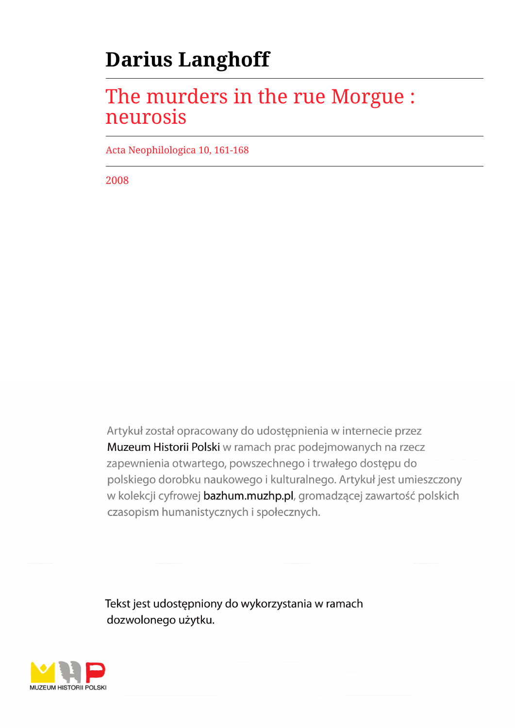# Darius Langhoff

## The murders in the rue Morgue : neurosis

Acta Neophilologica 10, 161-168

2008

Artykuł został opracowany do udostępnienia w internecie przez Muzeum Historii Polski w ramach prac podejmowanych na rzecz zapewnienia otwartego, powszechnego i trwałego dostępu do polskiego dorobku naukowego i kulturalnego. Artykuł jest umieszczony w kolekcji cyfrowej bazhum.muzhp.pl, gromadzącej zawartość polskich czasopism humanistycznych i społecznych.

Tekst jest udostępniony do wykorzystania w ramach dozwolonego użytku.

MUZEUM HISTORII POLSKI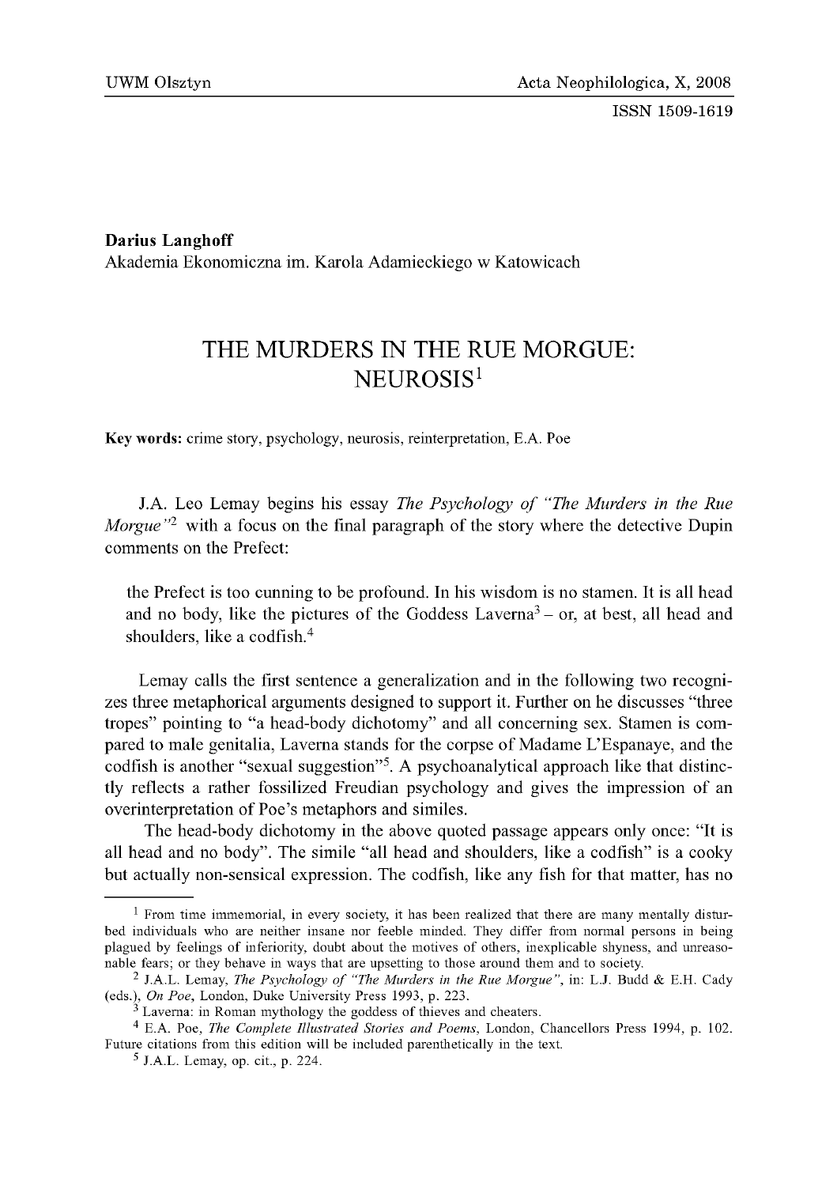**Darius Langhoff**
Akademia Ekonomiczna im. Karola Adamieckiego w Katowicach

# THE MURDERS IN THE RUE MORGUE: NEUROSIS[1]

**Key words:** crime story, psychology, neurosis, reinterpretation, E.A. Poe

J.A. Leo Lemay begins his essay *The Psychology of "The Murders in the Rue Morgue"*[2] with a focus on the final paragraph of the story where the detective Dupin comments on the Prefect:

> the Prefect is too cunning to be profound. In his wisdom is no stamen. It is all head and no body, like the pictures of the Goddess Laverna[3] – or, at best, all head and shoulders, like a codfish.[4]

Lemay calls the first sentence a generalization and in the following two recognizes three metaphorical arguments designed to support it. Further on he discusses "three tropes" pointing to "a head-body dichotomy" and all concerning sex. Stamen is compared to male genitalia, Laverna stands for the corpse of Madame L'Espanaye, and the codfish is another "sexual suggestion"[5]. A psychoanalytical approach like that distinctly reflects a rather fossilized Freudian psychology and gives the impression of an overinterpretation of Poe's metaphors and similes.

The head-body dichotomy in the above quoted passage appears only once: "It is all head and no body". The simile "all head and shoulders, like a codfish" is a cooky but actually non-sensical expression. The codfish, like any fish for that matter, has no

---

[1] From time immemorial, in every society, it has been realized that there are many mentally disturbed individuals who are neither insane nor feeble minded. They differ from normal persons in being plagued by feelings of inferiority, doubt about the motives of others, inexplicable shyness, and unreasonable fears; or they behave in ways that are upsetting to those around them and to society.

[2] J.A.L. Lemay, *The Psychology of "The Murders in the Rue Morgue"*, in: L.J. Budd & E.H. Cady (eds.), *On Poe*, London, Duke University Press 1993, p. 223.

[3] Laverna: in Roman mythology the goddess of thieves and cheaters.

[4] E.A. Poe, *The Complete Illustrated Stories and Poems*, London, Chancellors Press 1994, p. 102. Future citations from this edition will be included parenthetically in the text.

[5] J.A.L. Lemay, op. cit., p. 224.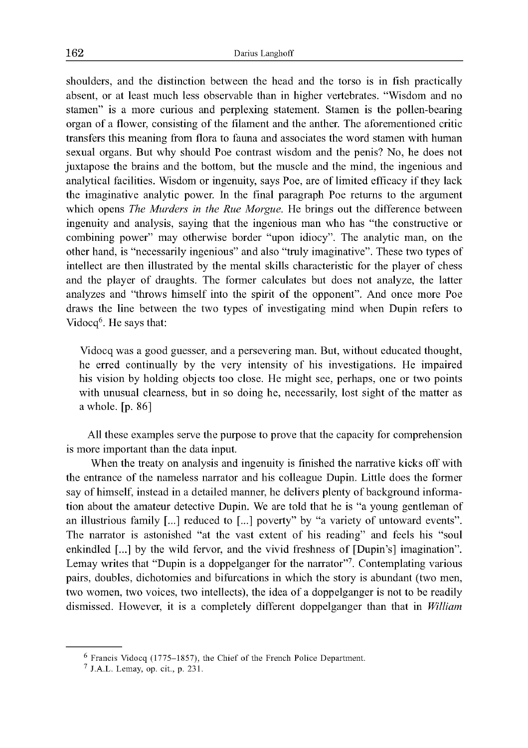shoulders, and the distinction between the head and the torso is in fish practically absent, or at least much less observable than in higher vertebrates. "Wisdom and no stamen" is a more curious and perplexing statement. Stamen is the pollen-bearing organ of a flower, consisting of the filament and the anther. The aforementioned critic transfers this meaning from flora to fauna and associates the word stamen with human sexual organs. But why should Poe contrast wisdom and the penis? No, he does not juxtapose the brains and the bottom, but the muscle and the mind, the ingenious and analytical facilities. Wisdom or ingenuity, says Poe, are of limited efficacy if they lack the imaginative analytic power. In the final paragraph Poe returns to the argument which opens *The Murders in the Rue Morgue*. He brings out the difference between ingenuity and analysis, saying that the ingenious man who has "the constructive or combining power" may otherwise border "upon idiocy". The analytic man, on the other hand, is "necessarily ingenious" and also "truly imaginative". These two types of intellect are then illustrated by the mental skills characteristic for the player of chess and the player of draughts. The former calculates but does not analyze, the latter analyzes and "throws himself into the spirit of the opponent". And once more Poe draws the line between the two types of investigating mind when Dupin refers to Vidocq[6]. He says that:

> Vidocq was a good guesser, and a persevering man. But, without educated thought, he erred continually by the very intensity of his investigations. He impaired his vision by holding objects too close. He might see, perhaps, one or two points with unusual clearness, but in so doing he, necessarily, lost sight of the matter as a whole. [p. 86]

All these examples serve the purpose to prove that the capacity for comprehension is more important than the data input.

When the treaty on analysis and ingenuity is finished the narrative kicks off with the entrance of the nameless narrator and his colleague Dupin. Little does the former say of himself, instead in a detailed manner, he delivers plenty of background information about the amateur detective Dupin. We are told that he is "a young gentleman of an illustrious family [...] reduced to [...] poverty" by "a variety of untoward events". The narrator is astonished "at the vast extent of his reading" and feels his "soul enkindled [...] by the wild fervor, and the vivid freshness of [Dupin's] imagination". Lemay writes that "Dupin is a doppelganger for the narrator"[7]. Contemplating various pairs, doubles, dichotomies and bifurcations in which the story is abundant (two men, two women, two voices, two intellects), the idea of a doppelganger is not to be readily dismissed. However, it is a completely different doppelganger than that in *William*

---

[6] Francis Vidocq (1775–1857), the Chief of the French Police Department.

[7] J.A.L. Lemay, op. cit., p. 231.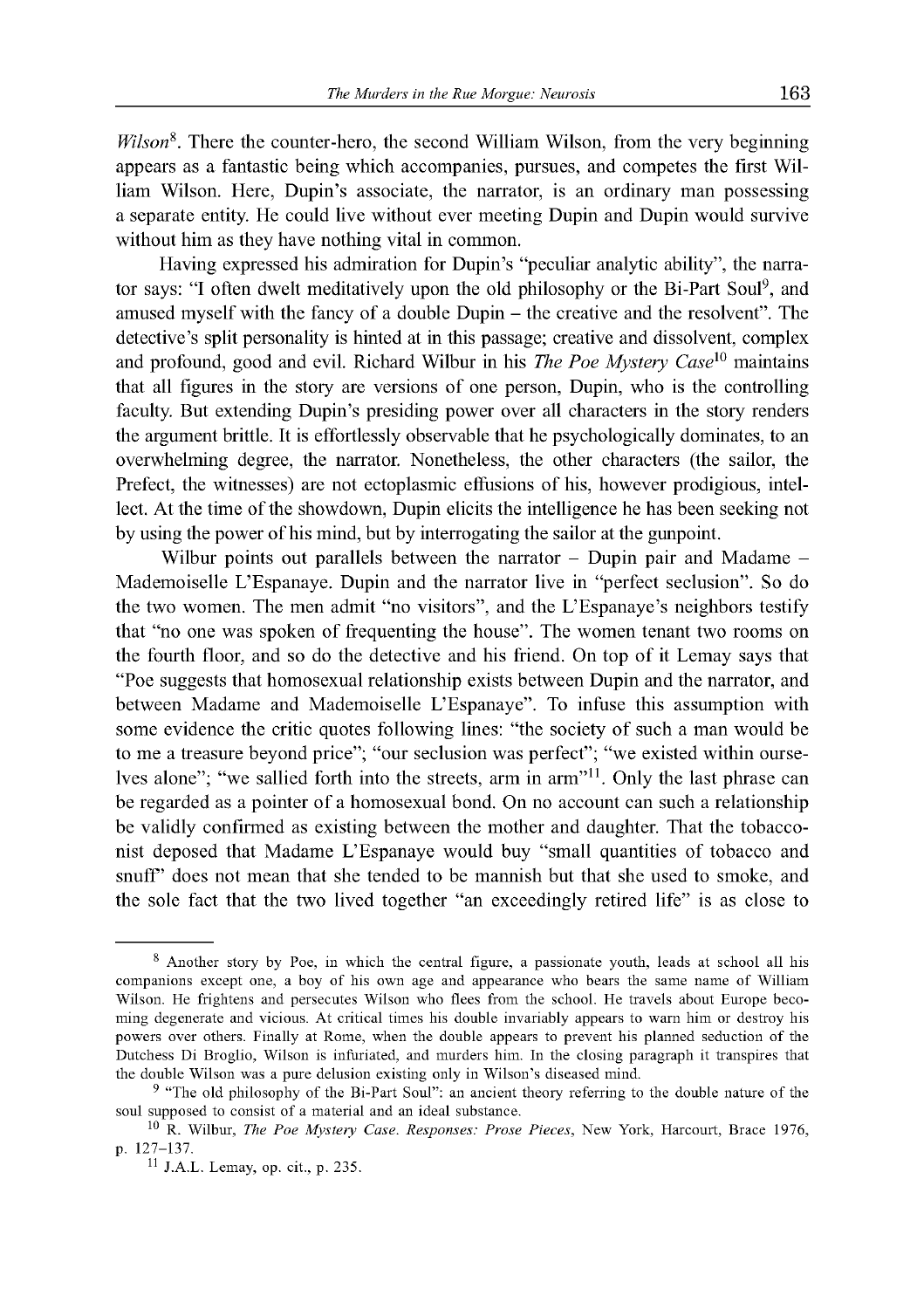*Wilson*[8]. There the counter-hero, the second William Wilson, from the very beginning appears as a fantastic being which accompanies, pursues, and competes the first William Wilson. Here, Dupin's associate, the narrator, is an ordinary man possessing a separate entity. He could live without ever meeting Dupin and Dupin would survive without him as they have nothing vital in common.

Having expressed his admiration for Dupin's "peculiar analytic ability", the narrator says: "I often dwelt meditatively upon the old philosophy or the Bi-Part Soul[9], and amused myself with the fancy of a double Dupin – the creative and the resolvent". The detective's split personality is hinted at in this passage; creative and dissolvent, complex and profound, good and evil. Richard Wilbur in his *The Poe Mystery Case*[10] maintains that all figures in the story are versions of one person, Dupin, who is the controlling faculty. But extending Dupin's presiding power over all characters in the story renders the argument brittle. It is effortlessly observable that he psychologically dominates, to an overwhelming degree, the narrator. Nonetheless, the other characters (the sailor, the Prefect, the witnesses) are not ectoplasmic effusions of his, however prodigious, intellect. At the time of the showdown, Dupin elicits the intelligence he has been seeking not by using the power of his mind, but by interrogating the sailor at the gunpoint.

Wilbur points out parallels between the narrator – Dupin pair and Madame – Mademoiselle L'Espanaye. Dupin and the narrator live in "perfect seclusion". So do the two women. The men admit "no visitors", and the L'Espanaye's neighbors testify that "no one was spoken of frequenting the house". The women tenant two rooms on the fourth floor, and so do the detective and his friend. On top of it Lemay says that "Poe suggests that homosexual relationship exists between Dupin and the narrator, and between Madame and Mademoiselle L'Espanaye". To infuse this assumption with some evidence the critic quotes following lines: "the society of such a man would be to me a treasure beyond price"; "our seclusion was perfect"; "we existed within ourselves alone"; "we sallied forth into the streets, arm in arm"[11]. Only the last phrase can be regarded as a pointer of a homosexual bond. On no account can such a relationship be validly confirmed as existing between the mother and daughter. That the tobacconist deposed that Madame L'Espanaye would buy "small quantities of tobacco and snuff" does not mean that she tended to be mannish but that she used to smoke, and the sole fact that the two lived together "an exceedingly retired life" is as close to

---

[8] Another story by Poe, in which the central figure, a passionate youth, leads at school all his companions except one, a boy of his own age and appearance who bears the same name of William Wilson. He frightens and persecutes Wilson who flees from the school. He travels about Europe becoming degenerate and vicious. At critical times his double invariably appears to warn him or destroy his powers over others. Finally at Rome, when the double appears to prevent his planned seduction of the Dutchess Di Broglio, Wilson is infuriated, and murders him. In the closing paragraph it transpires that the double Wilson was a pure delusion existing only in Wilson's diseased mind.

[9] "The old philosophy of the Bi-Part Soul": an ancient theory referring to the double nature of the soul supposed to consist of a material and an ideal substance.

[10] R. Wilbur, *The Poe Mystery Case. Responses: Prose Pieces*, New York, Harcourt, Brace 1976, p. 127–137.

[11] J.A.L. Lemay, op. cit., p. 235.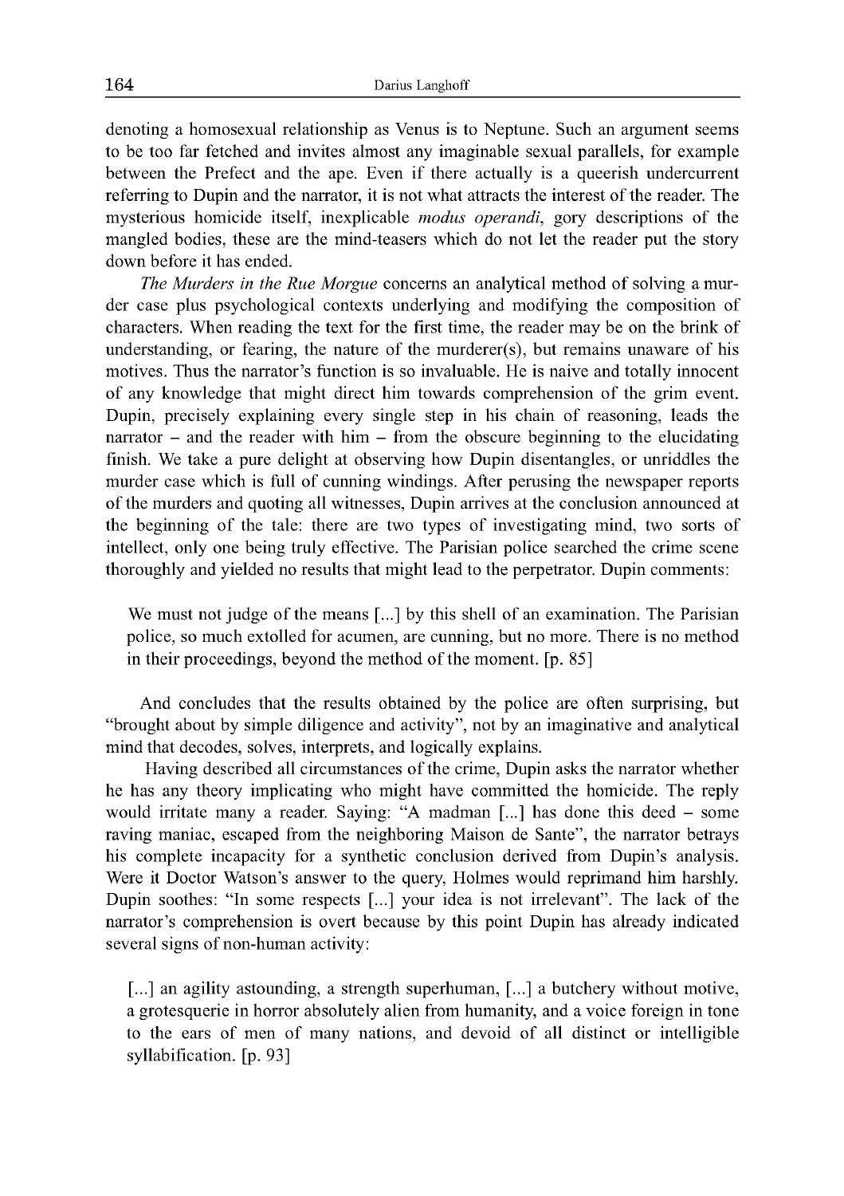denoting a homosexual relationship as Venus is to Neptune. Such an argument seems to be too far fetched and invites almost any imaginable sexual parallels, for example between the Prefect and the ape. Even if there actually is a queerish undercurrent referring to Dupin and the narrator, it is not what attracts the interest of the reader. The mysterious homicide itself, inexplicable *modus operandi*, gory descriptions of the mangled bodies, these are the mind-teasers which do not let the reader put the story down before it has ended.

*The Murders in the Rue Morgue* concerns an analytical method of solving a murder case plus psychological contexts underlying and modifying the composition of characters. When reading the text for the first time, the reader may be on the brink of understanding, or fearing, the nature of the murderer(s), but remains unaware of his motives. Thus the narrator's function is so invaluable. He is naive and totally innocent of any knowledge that might direct him towards comprehension of the grim event. Dupin, precisely explaining every single step in his chain of reasoning, leads the narrator – and the reader with him – from the obscure beginning to the elucidating finish. We take a pure delight at observing how Dupin disentangles, or unriddles the murder case which is full of cunning windings. After perusing the newspaper reports of the murders and quoting all witnesses, Dupin arrives at the conclusion announced at the beginning of the tale: there are two types of investigating mind, two sorts of intellect, only one being truly effective. The Parisian police searched the crime scene thoroughly and yielded no results that might lead to the perpetrator. Dupin comments:

> We must not judge of the means [...] by this shell of an examination. The Parisian police, so much extolled for acumen, are cunning, but no more. There is no method in their proceedings, beyond the method of the moment. [p. 85]

And concludes that the results obtained by the police are often surprising, but "brought about by simple diligence and activity", not by an imaginative and analytical mind that decodes, solves, interprets, and logically explains.

Having described all circumstances of the crime, Dupin asks the narrator whether he has any theory implicating who might have committed the homicide. The reply would irritate many a reader. Saying: "A madman [...] has done this deed – some raving maniac, escaped from the neighboring Maison de Sante", the narrator betrays his complete incapacity for a synthetic conclusion derived from Dupin's analysis. Were it Doctor Watson's answer to the query, Holmes would reprimand him harshly. Dupin soothes: "In some respects [...] your idea is not irrelevant". The lack of the narrator's comprehension is overt because by this point Dupin has already indicated several signs of non-human activity:

> [...] an agility astounding, a strength superhuman, [...] a butchery without motive, a grotesquerie in horror absolutely alien from humanity, and a voice foreign in tone to the ears of men of many nations, and devoid of all distinct or intelligible syllabification. [p. 93]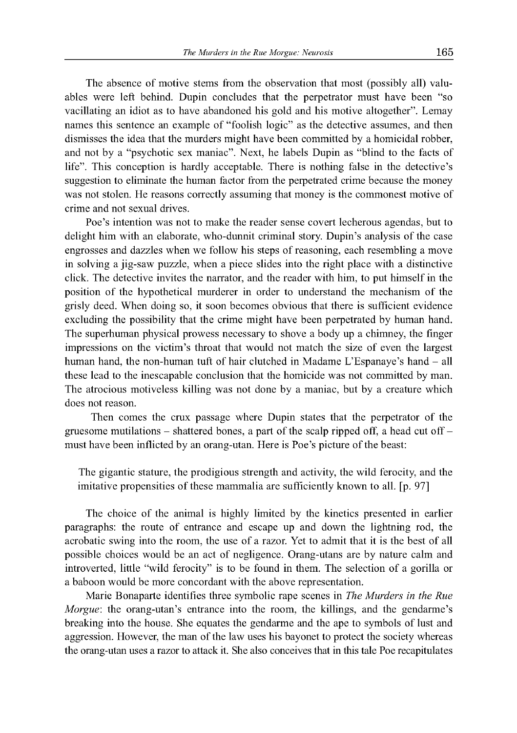The absence of motive stems from the observation that most (possibly all) valuables were left behind. Dupin concludes that the perpetrator must have been "so vacillating an idiot as to have abandoned his gold and his motive altogether". Lemay names this sentence an example of "foolish logic" as the detective assumes, and then dismisses the idea that the murders might have been committed by a homicidal robber, and not by a "psychotic sex maniac". Next, he labels Dupin as "blind to the facts of life". This conception is hardly acceptable. There is nothing false in the detective's suggestion to eliminate the human factor from the perpetrated crime because the money was not stolen. He reasons correctly assuming that money is the commonest motive of crime and not sexual drives.

Poe's intention was not to make the reader sense covert lecherous agendas, but to delight him with an elaborate, who-dunnit criminal story. Dupin's analysis of the case engrosses and dazzles when we follow his steps of reasoning, each resembling a move in solving a jig-saw puzzle, when a piece slides into the right place with a distinctive click. The detective invites the narrator, and the reader with him, to put himself in the position of the hypothetical murderer in order to understand the mechanism of the grisly deed. When doing so, it soon becomes obvious that there is sufficient evidence excluding the possibility that the crime might have been perpetrated by human hand. The superhuman physical prowess necessary to shove a body up a chimney, the finger impressions on the victim's throat that would not match the size of even the largest human hand, the non-human tuft of hair clutched in Madame L'Espanaye's hand – all these lead to the inescapable conclusion that the homicide was not committed by man. The atrocious motiveless killing was not done by a maniac, but by a creature which does not reason.

Then comes the crux passage where Dupin states that the perpetrator of the gruesome mutilations – shattered bones, a part of the scalp ripped off, a head cut off – must have been inflicted by an orang-utan. Here is Poe's picture of the beast:

> The gigantic stature, the prodigious strength and activity, the wild ferocity, and the imitative propensities of these mammalia are sufficiently known to all. [p. 97]

The choice of the animal is highly limited by the kinetics presented in earlier paragraphs: the route of entrance and escape up and down the lightning rod, the acrobatic swing into the room, the use of a razor. Yet to admit that it is the best of all possible choices would be an act of negligence. Orang-utans are by nature calm and introverted, little "wild ferocity" is to be found in them. The selection of a gorilla or a baboon would be more concordant with the above representation.

Marie Bonaparte identifies three symbolic rape scenes in *The Murders in the Rue Morgue*: the orang-utan's entrance into the room, the killings, and the gendarme's breaking into the house. She equates the gendarme and the ape to symbols of lust and aggression. However, the man of the law uses his bayonet to protect the society whereas the orang-utan uses a razor to attack it. She also conceives that in this tale Poe recapitulates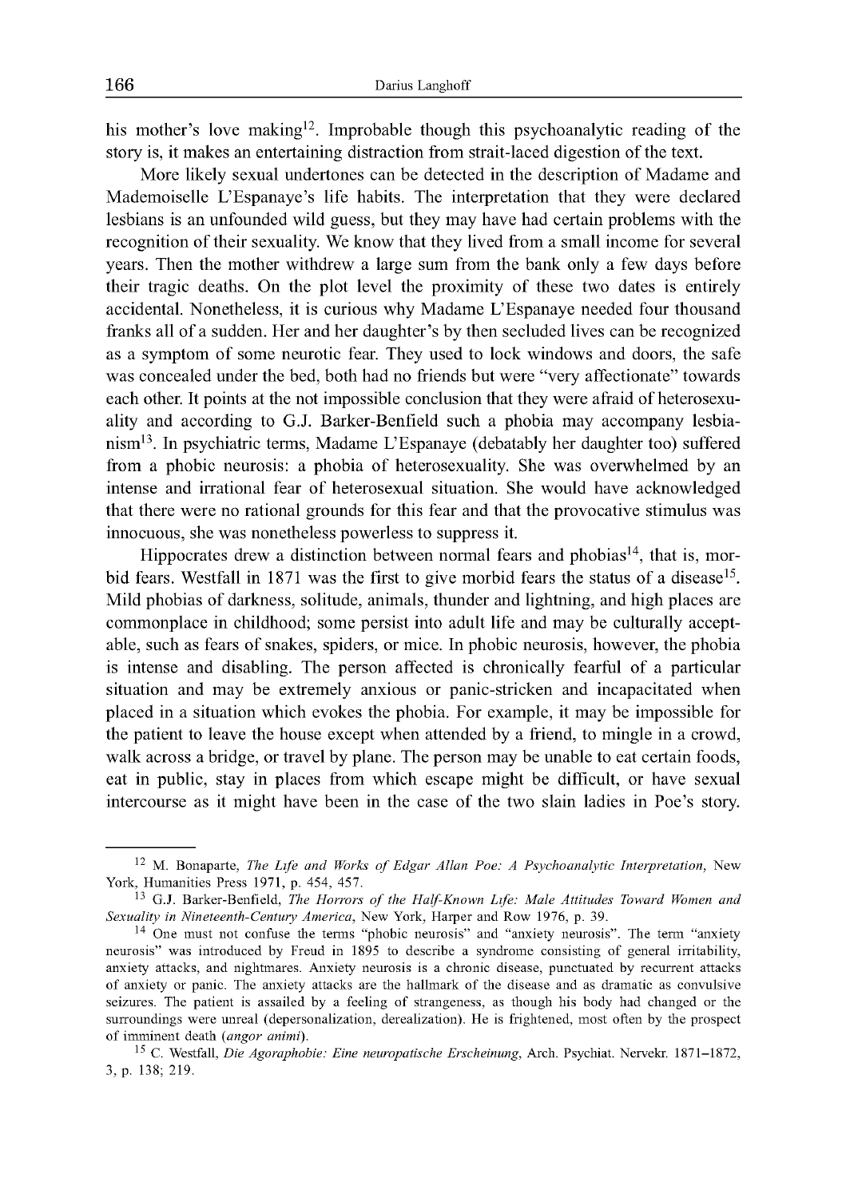his mother's love making[12]. Improbable though this psychoanalytic reading of the story is, it makes an entertaining distraction from strait-laced digestion of the text.

More likely sexual undertones can be detected in the description of Madame and Mademoiselle L'Espanaye's life habits. The interpretation that they were declared lesbians is an unfounded wild guess, but they may have had certain problems with the recognition of their sexuality. We know that they lived from a small income for several years. Then the mother withdrew a large sum from the bank only a few days before their tragic deaths. On the plot level the proximity of these two dates is entirely accidental. Nonetheless, it is curious why Madame L'Espanaye needed four thousand franks all of a sudden. Her and her daughter's by then secluded lives can be recognized as a symptom of some neurotic fear. They used to lock windows and doors, the safe was concealed under the bed, both had no friends but were "very affectionate" towards each other. It points at the not impossible conclusion that they were afraid of heterosexuality and according to G.J. Barker-Benfield such a phobia may accompany lesbianism[13]. In psychiatric terms, Madame L'Espanaye (debatably her daughter too) suffered from a phobic neurosis: a phobia of heterosexuality. She was overwhelmed by an intense and irrational fear of heterosexual situation. She would have acknowledged that there were no rational grounds for this fear and that the provocative stimulus was innocuous, she was nonetheless powerless to suppress it.

Hippocrates drew a distinction between normal fears and phobias[14], that is, morbid fears. Westfall in 1871 was the first to give morbid fears the status of a disease[15]. Mild phobias of darkness, solitude, animals, thunder and lightning, and high places are commonplace in childhood; some persist into adult life and may be culturally acceptable, such as fears of snakes, spiders, or mice. In phobic neurosis, however, the phobia is intense and disabling. The person affected is chronically fearful of a particular situation and may be extremely anxious or panic-stricken and incapacitated when placed in a situation which evokes the phobia. For example, it may be impossible for the patient to leave the house except when attended by a friend, to mingle in a crowd, walk across a bridge, or travel by plane. The person may be unable to eat certain foods, eat in public, stay in places from which escape might be difficult, or have sexual intercourse as it might have been in the case of the two slain ladies in Poe's story.

---

[12] M. Bonaparte, *The Life and Works of Edgar Allan Poe: A Psychoanalytic Interpretation*, New York, Humanities Press 1971, p. 454, 457.

[13] G.J. Barker-Benfield, *The Horrors of the Half-Known Life: Male Attitudes Toward Women and Sexuality in Nineteenth-Century America*, New York, Harper and Row 1976, p. 39.

[14] One must not confuse the terms "phobic neurosis" and "anxiety neurosis". The term "anxiety neurosis" was introduced by Freud in 1895 to describe a syndrome consisting of general irritability, anxiety attacks, and nightmares. Anxiety neurosis is a chronic disease, punctuated by recurrent attacks of anxiety or panic. The anxiety attacks are the hallmark of the disease and as dramatic as convulsive seizures. The patient is assailed by a feeling of strangeness, as though his body had changed or the surroundings were unreal (depersonalization, derealization). He is frightened, most often by the prospect of imminent death (*angor animi*).

[15] C. Westfall, *Die Agoraphobie: Eine neuropatische Erscheinung*, Arch. Psychiat. Nervekr. 1871–1872, 3, p. 138; 219.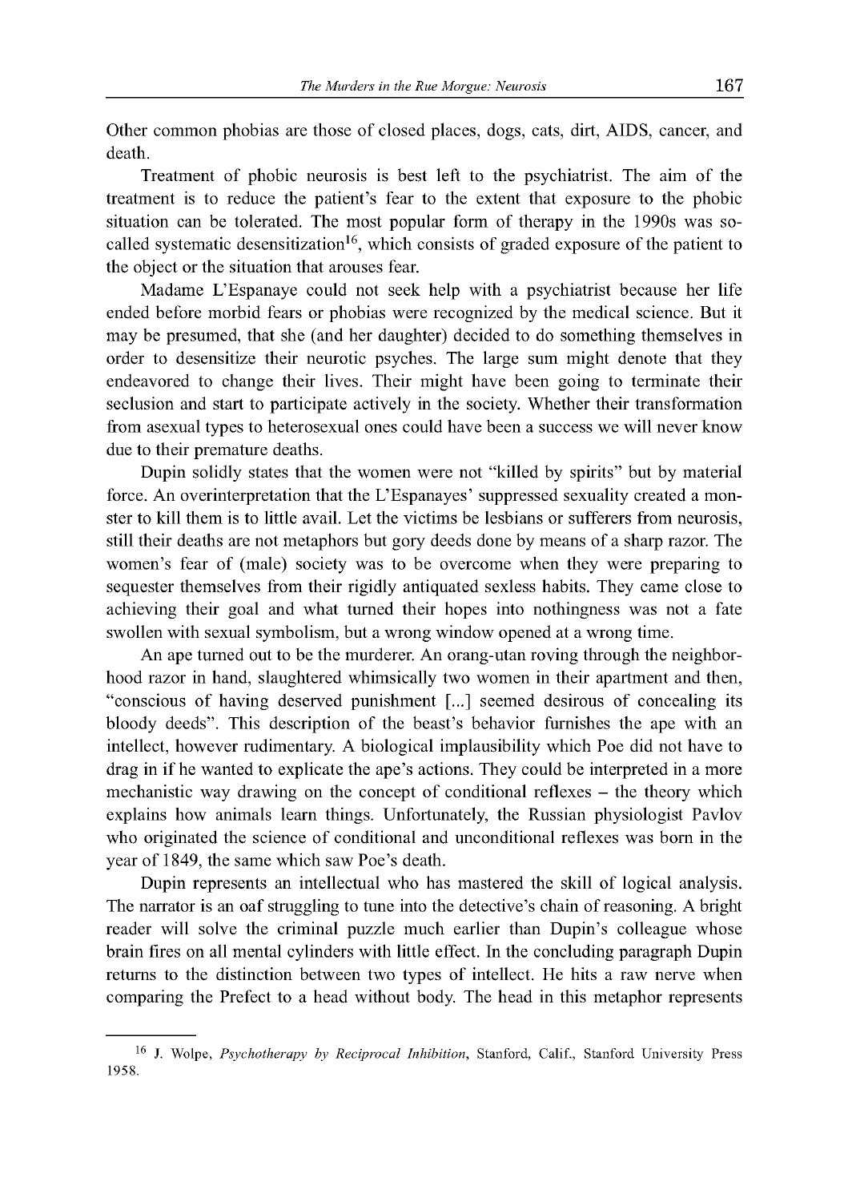Other common phobias are those of closed places, dogs, cats, dirt, AIDS, cancer, and death.

Treatment of phobic neurosis is best left to the psychiatrist. The aim of the treatment is to reduce the patient's fear to the extent that exposure to the phobic situation can be tolerated. The most popular form of therapy in the 1990s was so-called systematic desensitization[16], which consists of graded exposure of the patient to the object or the situation that arouses fear.

Madame L'Espanaye could not seek help with a psychiatrist because her life ended before morbid fears or phobias were recognized by the medical science. But it may be presumed, that she (and her daughter) decided to do something themselves in order to desensitize their neurotic psyches. The large sum might denote that they endeavored to change their lives. Their might have been going to terminate their seclusion and start to participate actively in the society. Whether their transformation from asexual types to heterosexual ones could have been a success we will never know due to their premature deaths.

Dupin solidly states that the women were not "killed by spirits" but by material force. An overinterpretation that the L'Espanayes' suppressed sexuality created a monster to kill them is to little avail. Let the victims be lesbians or sufferers from neurosis, still their deaths are not metaphors but gory deeds done by means of a sharp razor. The women's fear of (male) society was to be overcome when they were preparing to sequester themselves from their rigidly antiquated sexless habits. They came close to achieving their goal and what turned their hopes into nothingness was not a fate swollen with sexual symbolism, but a wrong window opened at a wrong time.

An ape turned out to be the murderer. An orang-utan roving through the neighborhood razor in hand, slaughtered whimsically two women in their apartment and then, "conscious of having deserved punishment [...] seemed desirous of concealing its bloody deeds". This description of the beast's behavior furnishes the ape with an intellect, however rudimentary. A biological implausibility which Poe did not have to drag in if he wanted to explicate the ape's actions. They could be interpreted in a more mechanistic way drawing on the concept of conditional reflexes – the theory which explains how animals learn things. Unfortunately, the Russian physiologist Pavlov who originated the science of conditional and unconditional reflexes was born in the year of 1849, the same which saw Poe's death.

Dupin represents an intellectual who has mastered the skill of logical analysis. The narrator is an oaf struggling to tune into the detective's chain of reasoning. A bright reader will solve the criminal puzzle much earlier than Dupin's colleague whose brain fires on all mental cylinders with little effect. In the concluding paragraph Dupin returns to the distinction between two types of intellect. He hits a raw nerve when comparing the Prefect to a head without body. The head in this metaphor represents

---

[16] J. Wolpe, *Psychotherapy by Reciprocal Inhibition*, Stanford, Calif., Stanford University Press 1958.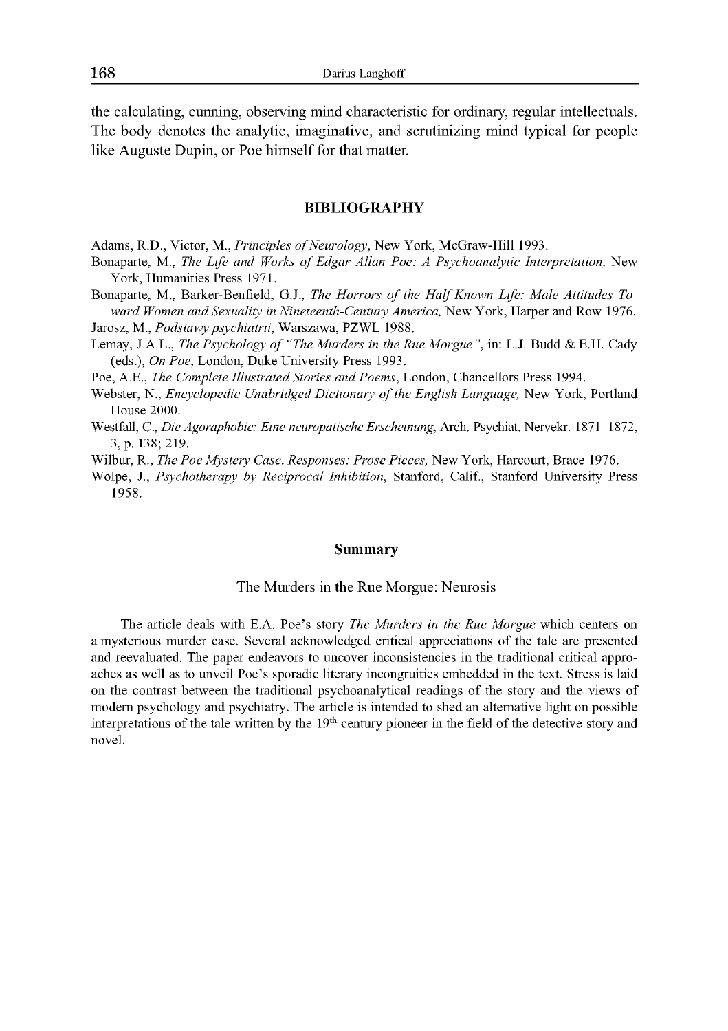the calculating, cunning, observing mind characteristic for ordinary, regular intellectuals. The body denotes the analytic, imaginative, and scrutinizing mind typical for people like Auguste Dupin, or Poe himself for that matter.

## BIBLIOGRAPHY

Adams, R.D., Victor, M., *Principles of Neurology*, New York, McGraw-Hill 1993.

Bonaparte, M., *The Life and Works of Edgar Allan Poe: A Psychoanalytic Interpretation,* New York, Humanities Press 1971.

Bonaparte, M., Barker-Benfield, G.J., *The Horrors of the Half-Known Life: Male Attitudes Toward Women and Sexuality in Nineteenth-Century America,* New York, Harper and Row 1976.

Jarosz, M., *Podstawy psychiatrii*, Warszawa, PZWL 1988.

Lemay, J.A.L., *The Psychology of "The Murders in the Rue Morgue"*, in: L.J. Budd & E.H. Cady (eds.), *On Poe*, London, Duke University Press 1993.

Poe, A.E., *The Complete Illustrated Stories and Poems*, London, Chancellors Press 1994.

Webster, N., *Encyclopedic Unabridged Dictionary of the English Language,* New York, Portland House 2000.

Westfall, C., *Die Agoraphobie: Eine neuropatische Erscheinung*, Arch. Psychiat. Nervekr. 1871–1872, 3, p. 138; 219.

Wilbur, R., *The Poe Mystery Case. Responses: Prose Pieces,* New York, Harcourt, Brace 1976.

Wolpe, J., *Psychotherapy by Reciprocal Inhibition*, Stanford, Calif., Stanford University Press 1958.

### Summary

The Murders in the Rue Morgue: Neurosis

The article deals with E.A. Poe's story *The Murders in the Rue Morgue* which centers on a mysterious murder case. Several acknowledged critical appreciations of the tale are presented and reevaluated. The paper endeavors to uncover inconsistencies in the traditional critical approaches as well as to unveil Poe's sporadic literary incongruities embedded in the text. Stress is laid on the contrast between the traditional psychoanalytical readings of the story and the views of modern psychology and psychiatry. The article is intended to shed an alternative light on possible interpretations of the tale written by the 19th century pioneer in the field of the detective story and novel.